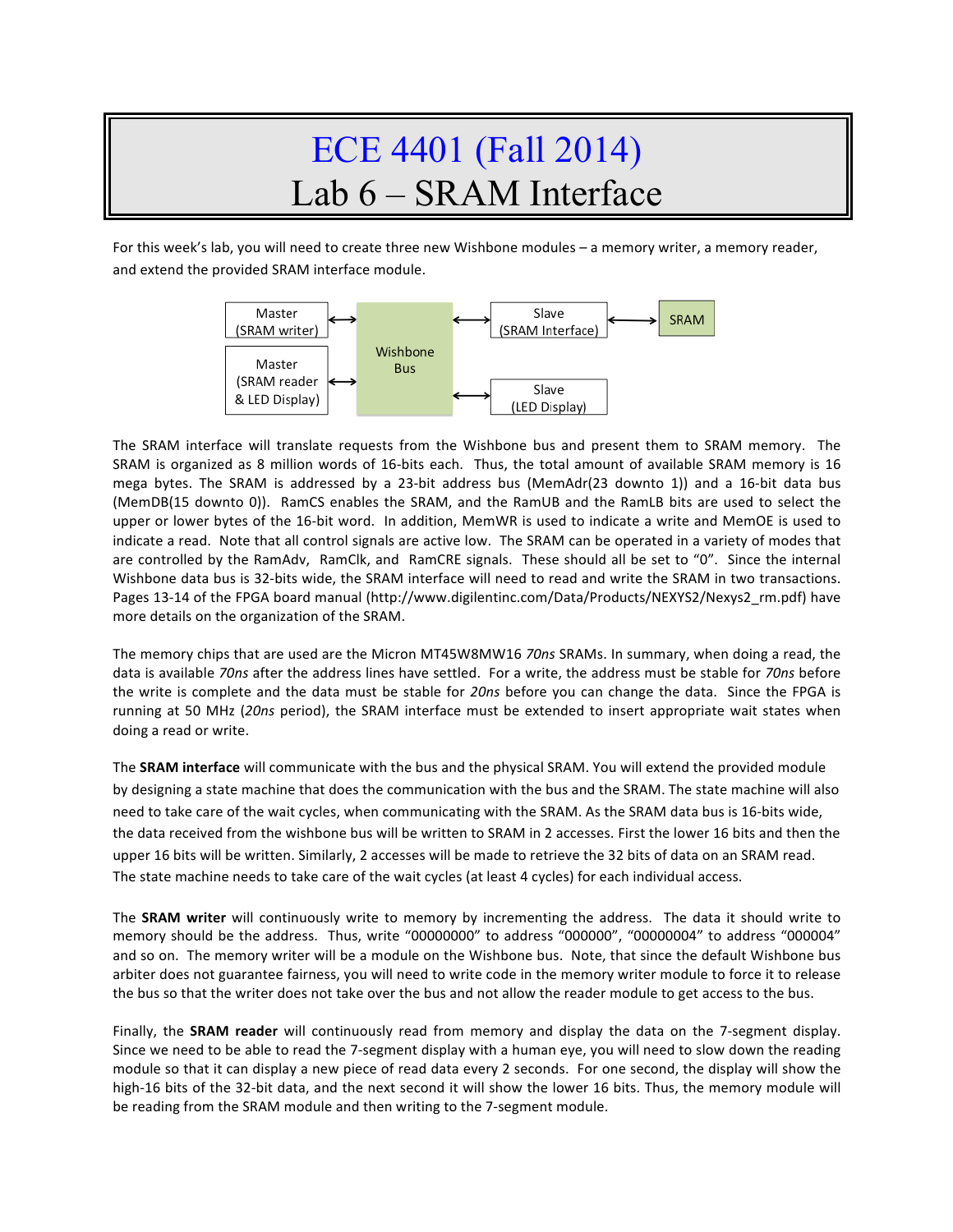# ECE 4401 (Fall 2014)
# Lab 6 – SRAM Interface

For this week's lab, you will need to create three new Wishbone modules – a memory writer, a memory reader, and extend the provided SRAM interface module.

The SRAM interface will translate requests from the Wishbone bus and present them to SRAM memory. The SRAM is organized as 8 million words of 16-bits each. Thus, the total amount of available SRAM memory is 16 mega bytes. The SRAM is addressed by a 23-bit address bus (MemAdr(23 downto 1)) and a 16-bit data bus (MemDB(15 downto 0)). RamCS enables the SRAM, and the RamUB and the RamLB bits are used to select the upper or lower bytes of the 16-bit word. In addition, MemWR is used to indicate a write and MemOE is used to indicate a read. Note that all control signals are active low. The SRAM can be operated in a variety of modes that are controlled by the RamAdv, RamClk, and RamCRE signals. These should all be set to "0". Since the internal Wishbone data bus is 32-bits wide, the SRAM interface will need to read and write the SRAM in two transactions. Pages 13-14 of the FPGA board manual (http://www.digilentinc.com/Data/Products/NEXYS2/Nexys2_rm.pdf) have more details on the organization of the SRAM.

The memory chips that are used are the Micron MT45W8MW16 *70ns* SRAMs. In summary, when doing a read, the data is available *70ns* after the address lines have settled. For a write, the address must be stable for *70ns* before the write is complete and the data must be stable for *20ns* before you can change the data. Since the FPGA is running at 50 MHz (*20ns* period), the SRAM interface must be extended to insert appropriate wait states when doing a read or write.

The **SRAM interface** will communicate with the bus and the physical SRAM. You will extend the provided module by designing a state machine that does the communication with the bus and the SRAM. The state machine will also need to take care of the wait cycles, when communicating with the SRAM. As the SRAM data bus is 16-bits wide, the data received from the wishbone bus will be written to SRAM in 2 accesses. First the lower 16 bits and then the upper 16 bits will be written. Similarly, 2 accesses will be made to retrieve the 32 bits of data on an SRAM read. The state machine needs to take care of the wait cycles (at least 4 cycles) for each individual access.

The **SRAM writer** will continuously write to memory by incrementing the address. The data it should write to memory should be the address. Thus, write "00000000" to address "000000", "00000004" to address "000004" and so on. The memory writer will be a module on the Wishbone bus. Note, that since the default Wishbone bus arbiter does not guarantee fairness, you will need to write code in the memory writer module to force it to release the bus so that the writer does not take over the bus and not allow the reader module to get access to the bus.

Finally, the **SRAM reader** will continuously read from memory and display the data on the 7-segment display. Since we need to be able to read the 7-segment display with a human eye, you will need to slow down the reading module so that it can display a new piece of read data every 2 seconds. For one second, the display will show the high-16 bits of the 32-bit data, and the next second it will show the lower 16 bits. Thus, the memory module will be reading from the SRAM module and then writing to the 7-segment module.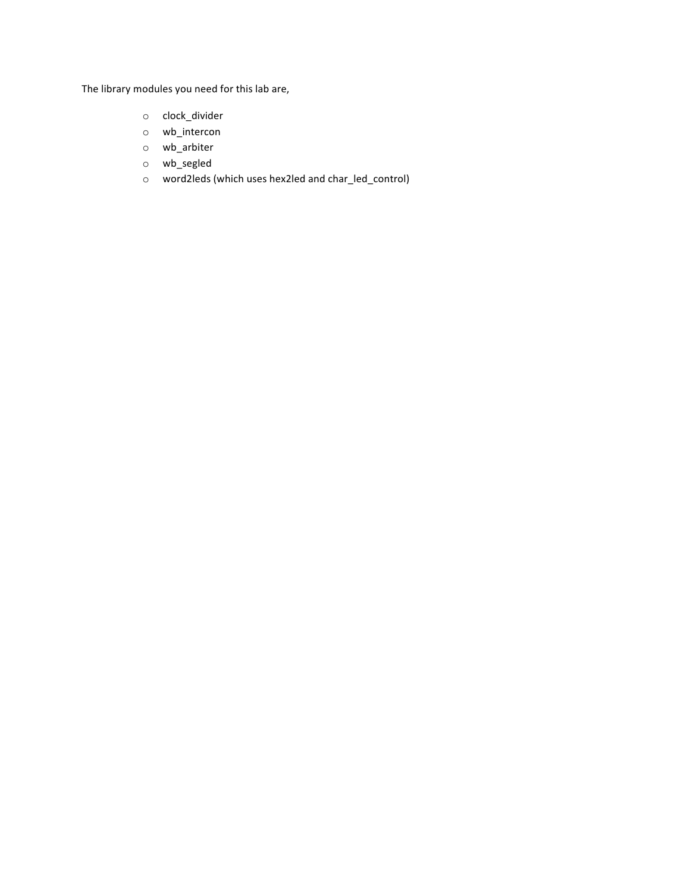The library modules you need for this lab are,

- clock_divider
- wb_intercon
- wb_arbiter
- wb_segled
- word2leds (which uses hex2led and char_led_control)